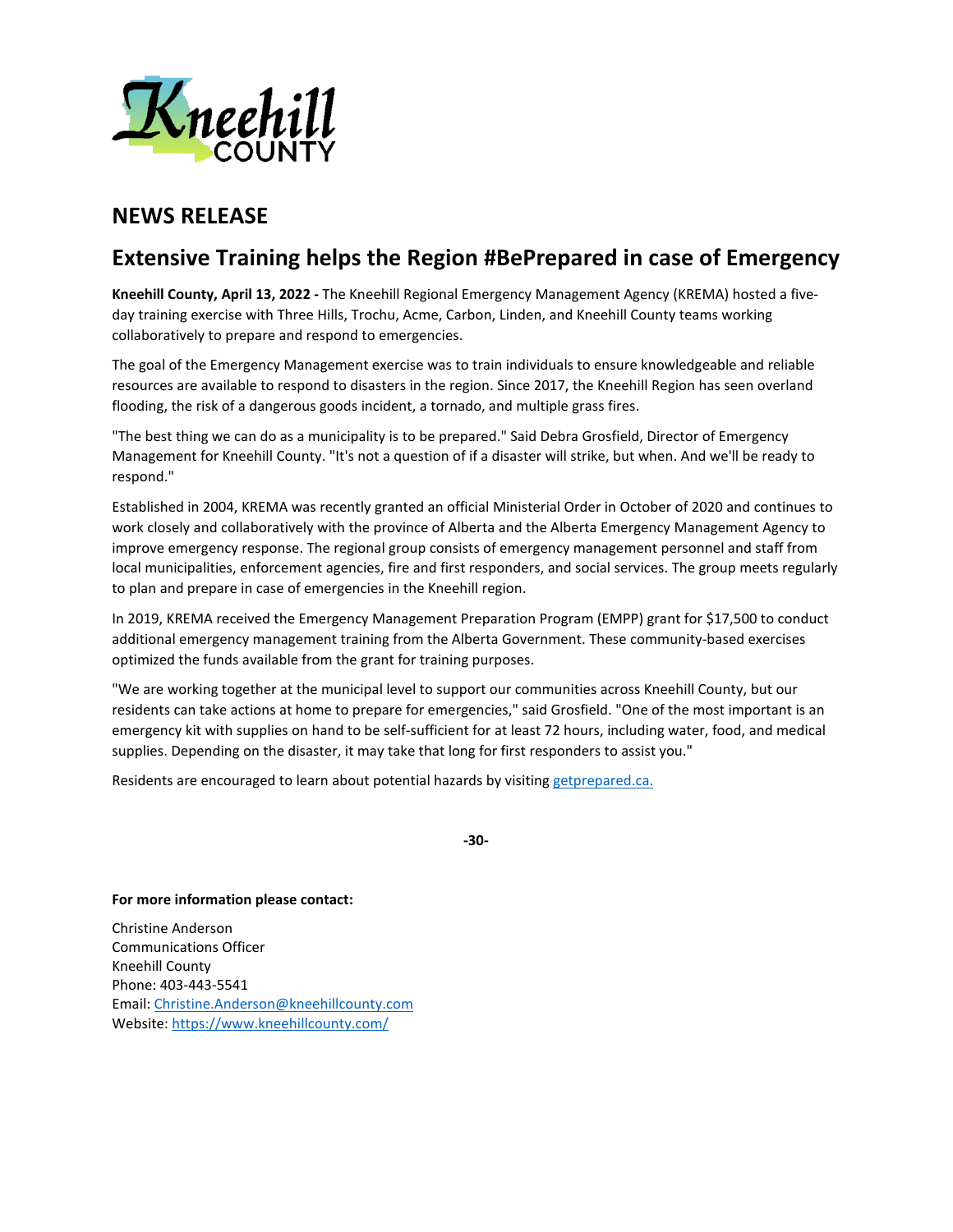# NEWS RELEASE

## Extensive Training helps the Region #BePrepared in case of Emergency

**Kneehill County, April 13, 2022 -** The Kneehill Regional Emergency Management Agency (KREMA) hosted a five-day training exercise with Three Hills, Trochu, Acme, Carbon, Linden, and Kneehill County teams working collaboratively to prepare and respond to emergencies.

The goal of the Emergency Management exercise was to train individuals to ensure knowledgeable and reliable resources are available to respond to disasters in the region. Since 2017, the Kneehill Region has seen overland flooding, the risk of a dangerous goods incident, a tornado, and multiple grass fires.

"The best thing we can do as a municipality is to be prepared." Said Debra Grosfield, Director of Emergency Management for Kneehill County. "It's not a question of if a disaster will strike, but when. And we'll be ready to respond."

Established in 2004, KREMA was recently granted an official Ministerial Order in October of 2020 and continues to work closely and collaboratively with the province of Alberta and the Alberta Emergency Management Agency to improve emergency response. The regional group consists of emergency management personnel and staff from local municipalities, enforcement agencies, fire and first responders, and social services. The group meets regularly to plan and prepare in case of emergencies in the Kneehill region.

In 2019, KREMA received the Emergency Management Preparation Program (EMPP) grant for $17,500 to conduct additional emergency management training from the Alberta Government. These community-based exercises optimized the funds available from the grant for training purposes.

"We are working together at the municipal level to support our communities across Kneehill County, but our residents can take actions at home to prepare for emergencies," said Grosfield. "One of the most important is an emergency kit with supplies on hand to be self-sufficient for at least 72 hours, including water, food, and medical supplies. Depending on the disaster, it may take that long for first responders to assist you."

Residents are encouraged to learn about potential hazards by visiting getprepared.ca.

**-30-**

**For more information please contact:**

Christine Anderson
Communications Officer
Kneehill County
Phone: 403-443-5541
Email: Christine.Anderson@kneehillcounty.com
Website: https://www.kneehillcounty.com/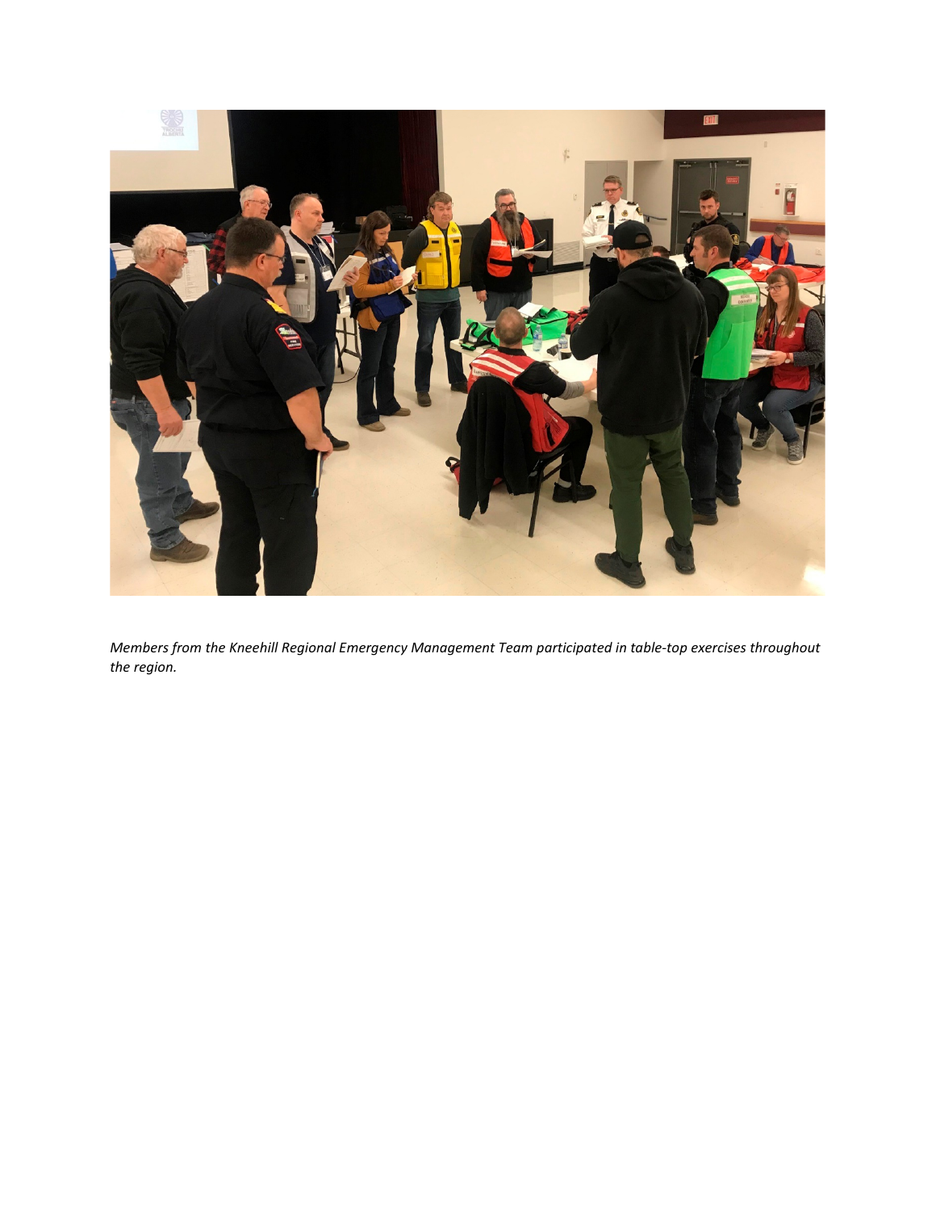*Members from the Kneehill Regional Emergency Management Team participated in table-top exercises throughout the region.*